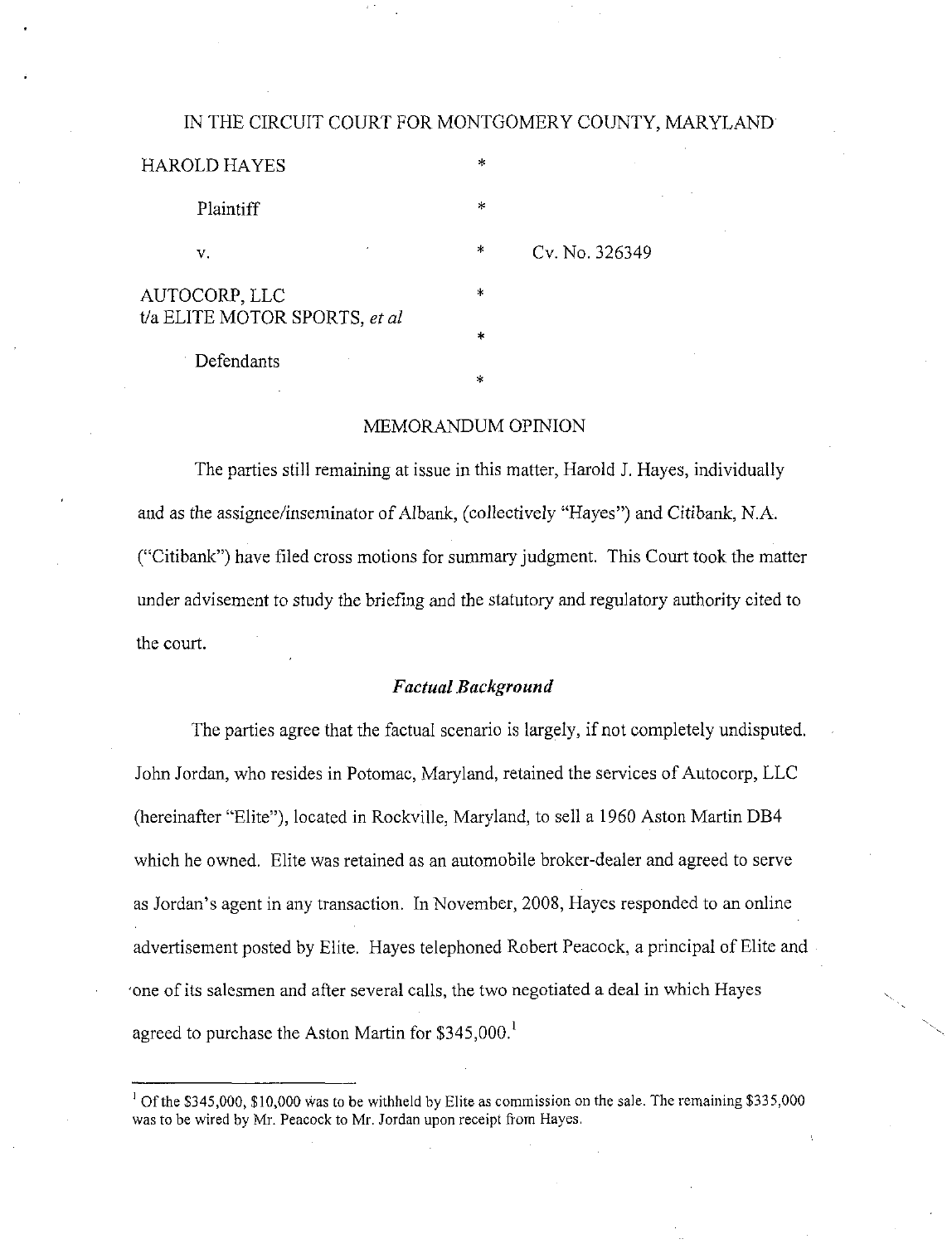IN THE CIRCUIT COURT FOR MONTGOMERY COUNTY, MARYLAND

HAROLD HAYES *

Plaintiff *

v. * Cv. No. 326349

AUTOCORP, LLC *
t/a ELITE MOTOR SPORTS, *et al*
*

Defendants
*

MEMORANDUM OPINION

The parties still remaining at issue in this matter, Harold J. Hayes, individually and as the assignee/inseminator of Albank, (collectively "Hayes") and Citibank, N.A. ("Citibank") have filed cross motions for summary judgment. This Court took the matter under advisement to study the briefing and the statutory and regulatory authority cited to the court.

### *Factual Background*

The parties agree that the factual scenario is largely, if not completely undisputed. John Jordan, who resides in Potomac, Maryland, retained the services of Autocorp, LLC (hereinafter "Elite"), located in Rockville, Maryland, to sell a 1960 Aston Martin DB4 which he owned. Elite was retained as an automobile broker-dealer and agreed to serve as Jordan's agent in any transaction. In November, 2008, Hayes responded to an online advertisement posted by Elite. Hayes telephoned Robert Peacock, a principal of Elite and one of its salesmen and after several calls, the two negotiated a deal in which Hayes agreed to purchase the Aston Martin for $345,000.[1]

---

[1] Of the $345,000, $10,000 was to be withheld by Elite as commission on the sale. The remaining $335,000 was to be wired by Mr. Peacock to Mr. Jordan upon receipt from Hayes.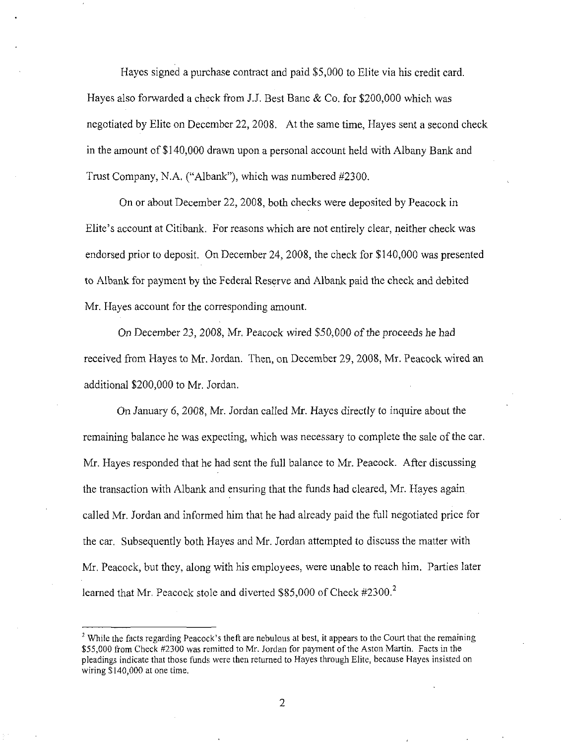Hayes signed a purchase contract and paid $5,000 to Elite via his credit card. Hayes also forwarded a check from J.J. Best Banc & Co. for $200,000 which was negotiated by Elite on December 22, 2008. At the same time, Hayes sent a second check in the amount of $140,000 drawn upon a personal account held with Albany Bank and Trust Company, N.A. ("Albank"), which was numbered #2300.

On or about December 22, 2008, both checks were deposited by Peacock in Elite's account at Citibank. For reasons which are not entirely clear, neither check was endorsed prior to deposit. On December 24, 2008, the check for $140,000 was presented to Albank for payment by the Federal Reserve and Albank paid the check and debited Mr. Hayes account for the corresponding amount.

On December 23, 2008, Mr. Peacock wired $50,000 of the proceeds he had received from Hayes to Mr. Jordan. Then, on December 29, 2008, Mr. Peacock wired an additional $200,000 to Mr. Jordan.

On January 6, 2008, Mr. Jordan called Mr. Hayes directly to inquire about the remaining balance he was expecting, which was necessary to complete the sale of the car. Mr. Hayes responded that he had sent the full balance to Mr. Peacock. After discussing the transaction with Albank and ensuring that the funds had cleared, Mr. Hayes again called Mr. Jordan and informed him that he had already paid the full negotiated price for the car. Subsequently both Hayes and Mr. Jordan attempted to discuss the matter with Mr. Peacock, but they, along with his employees, were unable to reach him. Parties later learned that Mr. Peacock stole and diverted $85,000 of Check #2300.[2]

[2] While the facts regarding Peacock's theft are nebulous at best, it appears to the Court that the remaining $55,000 from Check #2300 was remitted to Mr. Jordan for payment of the Aston Martin. Facts in the pleadings indicate that those funds were then returned to Hayes through Elite, because Hayes insisted on wiring $140,000 at one time.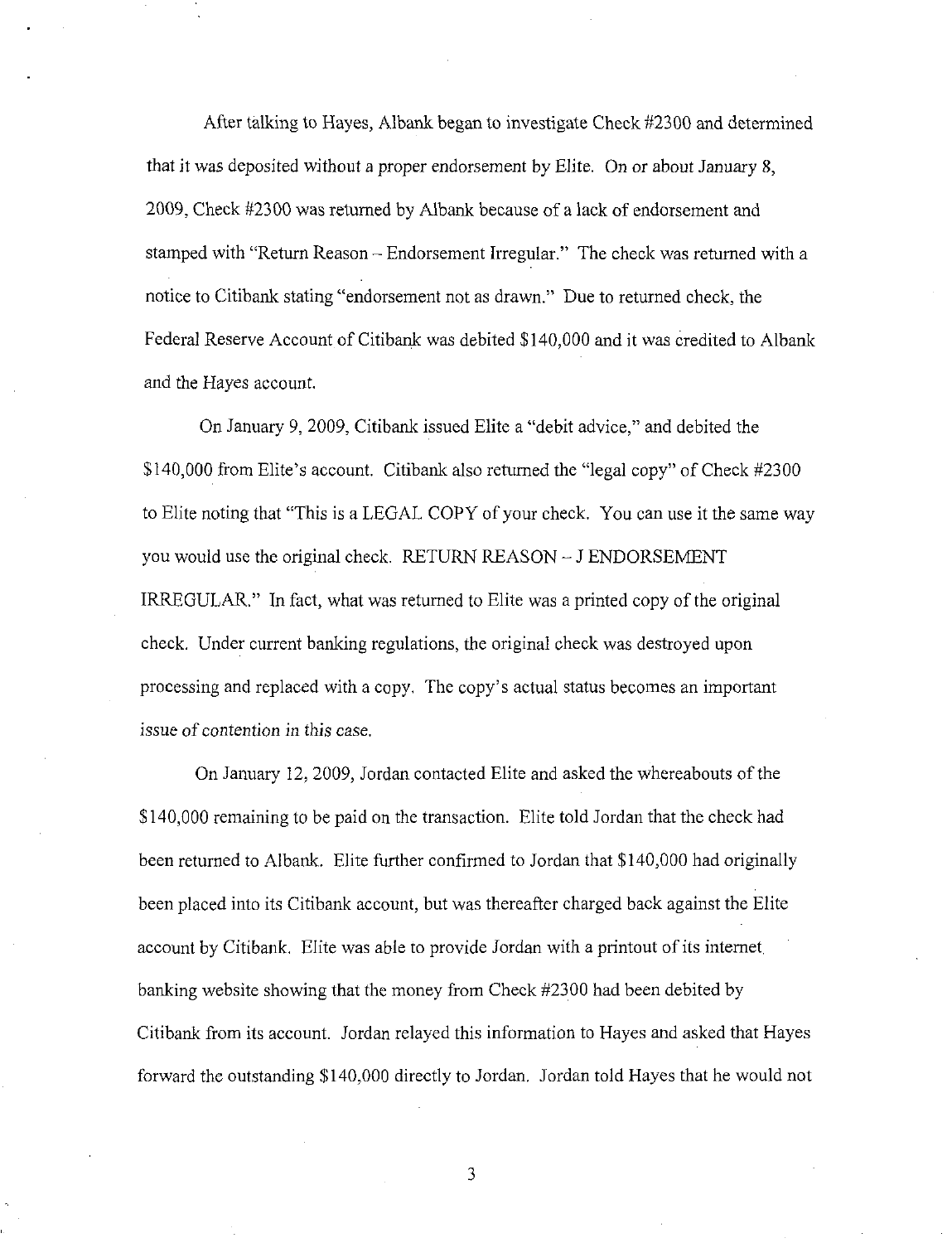After talking to Hayes, Albank began to investigate Check #2300 and determined that it was deposited without a proper endorsement by Elite. On or about January 8, 2009, Check #2300 was returned by Albank because of a lack of endorsement and stamped with "Return Reason – Endorsement Irregular." The check was returned with a notice to Citibank stating "endorsement not as drawn." Due to returned check, the Federal Reserve Account of Citibank was debited $140,000 and it was credited to Albank and the Hayes account.

On January 9, 2009, Citibank issued Elite a "debit advice," and debited the $140,000 from Elite's account. Citibank also returned the "legal copy" of Check #2300 to Elite noting that "This is a LEGAL COPY of your check. You can use it the same way you would use the original check. RETURN REASON – J ENDORSEMENT IRREGULAR." In fact, what was returned to Elite was a printed copy of the original check. Under current banking regulations, the original check was destroyed upon processing and replaced with a copy. The copy's actual status becomes an important issue of contention in this case.

On January 12, 2009, Jordan contacted Elite and asked the whereabouts of the $140,000 remaining to be paid on the transaction. Elite told Jordan that the check had been returned to Albank. Elite further confirmed to Jordan that $140,000 had originally been placed into its Citibank account, but was thereafter charged back against the Elite account by Citibank. Elite was able to provide Jordan with a printout of its internet banking website showing that the money from Check #2300 had been debited by Citibank from its account. Jordan relayed this information to Hayes and asked that Hayes forward the outstanding $140,000 directly to Jordan. Jordan told Hayes that he would not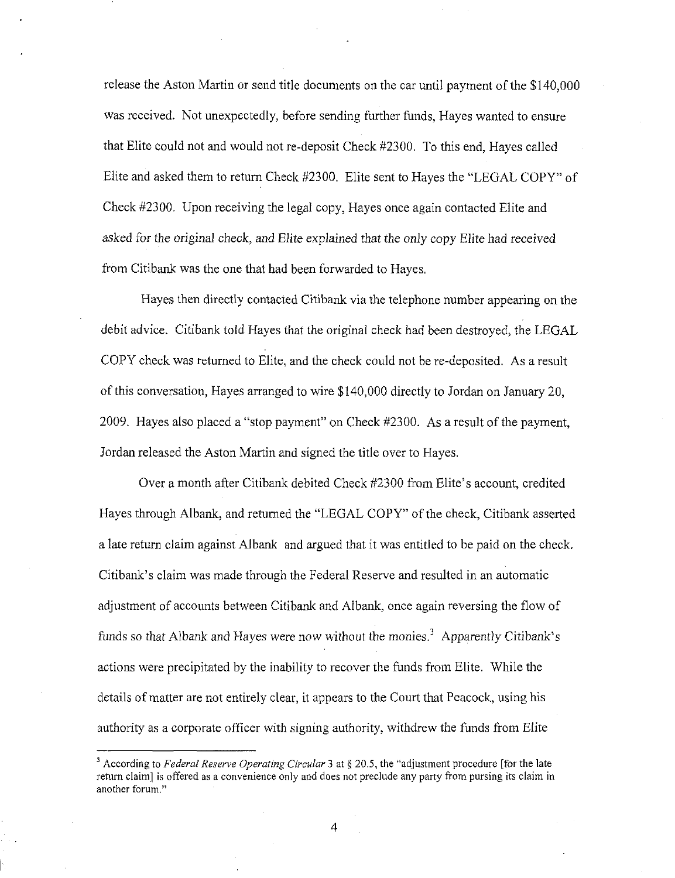release the Aston Martin or send title documents on the car until payment of the $140,000 was received. Not unexpectedly, before sending further funds, Hayes wanted to ensure that Elite could not and would not re-deposit Check #2300. To this end, Hayes called Elite and asked them to return Check #2300. Elite sent to Hayes the "LEGAL COPY" of Check #2300. Upon receiving the legal copy, Hayes once again contacted Elite and asked for the original check, and Elite explained that the only copy Elite had received from Citibank was the one that had been forwarded to Hayes.

Hayes then directly contacted Citibank via the telephone number appearing on the debit advice. Citibank told Hayes that the original check had been destroyed, the LEGAL COPY check was returned to Elite, and the check could not be re-deposited. As a result of this conversation, Hayes arranged to wire $140,000 directly to Jordan on January 20, 2009. Hayes also placed a "stop payment" on Check #2300. As a result of the payment, Jordan released the Aston Martin and signed the title over to Hayes.

Over a month after Citibank debited Check #2300 from Elite's account, credited Hayes through Albank, and returned the "LEGAL COPY" of the check, Citibank asserted a late return claim against Albank and argued that it was entitled to be paid on the check. Citibank's claim was made through the Federal Reserve and resulted in an automatic adjustment of accounts between Citibank and Albank, once again reversing the flow of funds so that Albank and Hayes were now without the monies.[3] Apparently Citibank's actions were precipitated by the inability to recover the funds from Elite. While the details of matter are not entirely clear, it appears to the Court that Peacock, using his authority as a corporate officer with signing authority, withdrew the funds from Elite

[3] According to *Federal Reserve Operating Circular* 3 at § 20.5, the "adjustment procedure [for the late return claim] is offered as a convenience only and does not preclude any party from pursing its claim in another forum."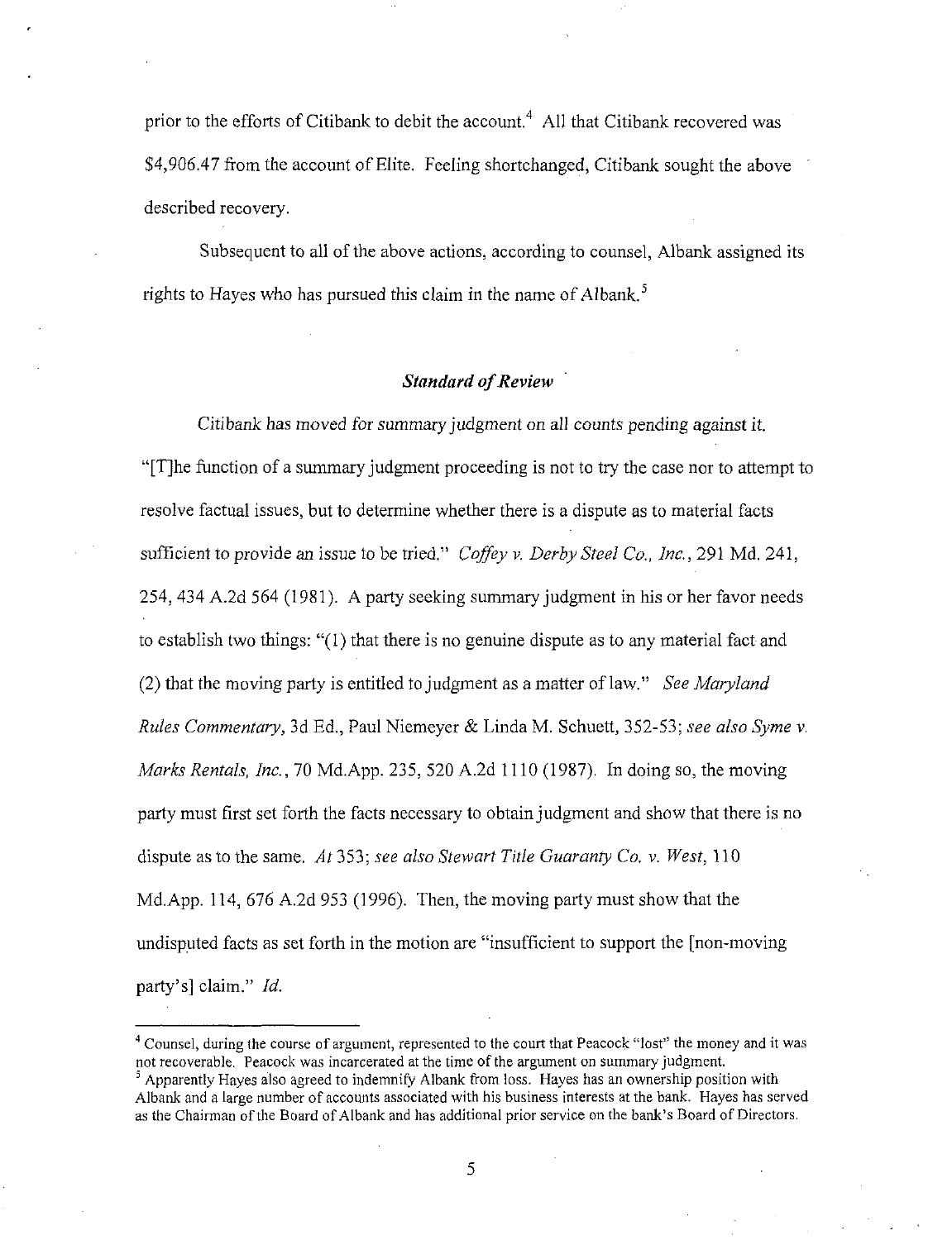prior to the efforts of Citibank to debit the account.[4] All that Citibank recovered was $4,906.47 from the account of Elite. Feeling shortchanged, Citibank sought the above described recovery.

Subsequent to all of the above actions, according to counsel, Albank assigned its rights to Hayes who has pursued this claim in the name of Albank.[5]

### *Standard of Review*

*Citibank has moved for summary judgment on all counts pending against it.* "[T]he function of a summary judgment proceeding is not to try the case nor to attempt to resolve factual issues, but to determine whether there is a dispute as to material facts sufficient to provide an issue to be tried." *Coffey v. Derby Steel Co., Inc.*, 291 Md. 241, 254, 434 A.2d 564 (1981). A party seeking summary judgment in his or her favor needs to establish two things: "(1) that there is no genuine dispute as to any material fact and (2) that the moving party is entitled to judgment as a matter of law." *See Maryland Rules Commentary*, 3d Ed., Paul Niemeyer & Linda M. Schuett, 352-53; *see also Syme v. Marks Rentals, Inc.*, 70 Md.App. 235, 520 A.2d 1110 (1987). In doing so, the moving party must first set forth the facts necessary to obtain judgment and show that there is no dispute as to the same. *At* 353; *see also Stewart Title Guaranty Co. v. West*, 110 Md.App. 114, 676 A.2d 953 (1996). Then, the moving party must show that the undisputed facts as set forth in the motion are "insufficient to support the [non-moving party's] claim." *Id.*

---

[4] Counsel, during the course of argument, represented to the court that Peacock "lost" the money and it was not recoverable. Peacock was incarcerated at the time of the argument on summary judgment.

[5] Apparently Hayes also agreed to indemnify Albank from loss. Hayes has an ownership position with Albank and a large number of accounts associated with his business interests at the bank. Hayes has served as the Chairman of the Board of Albank and has additional prior service on the bank's Board of Directors.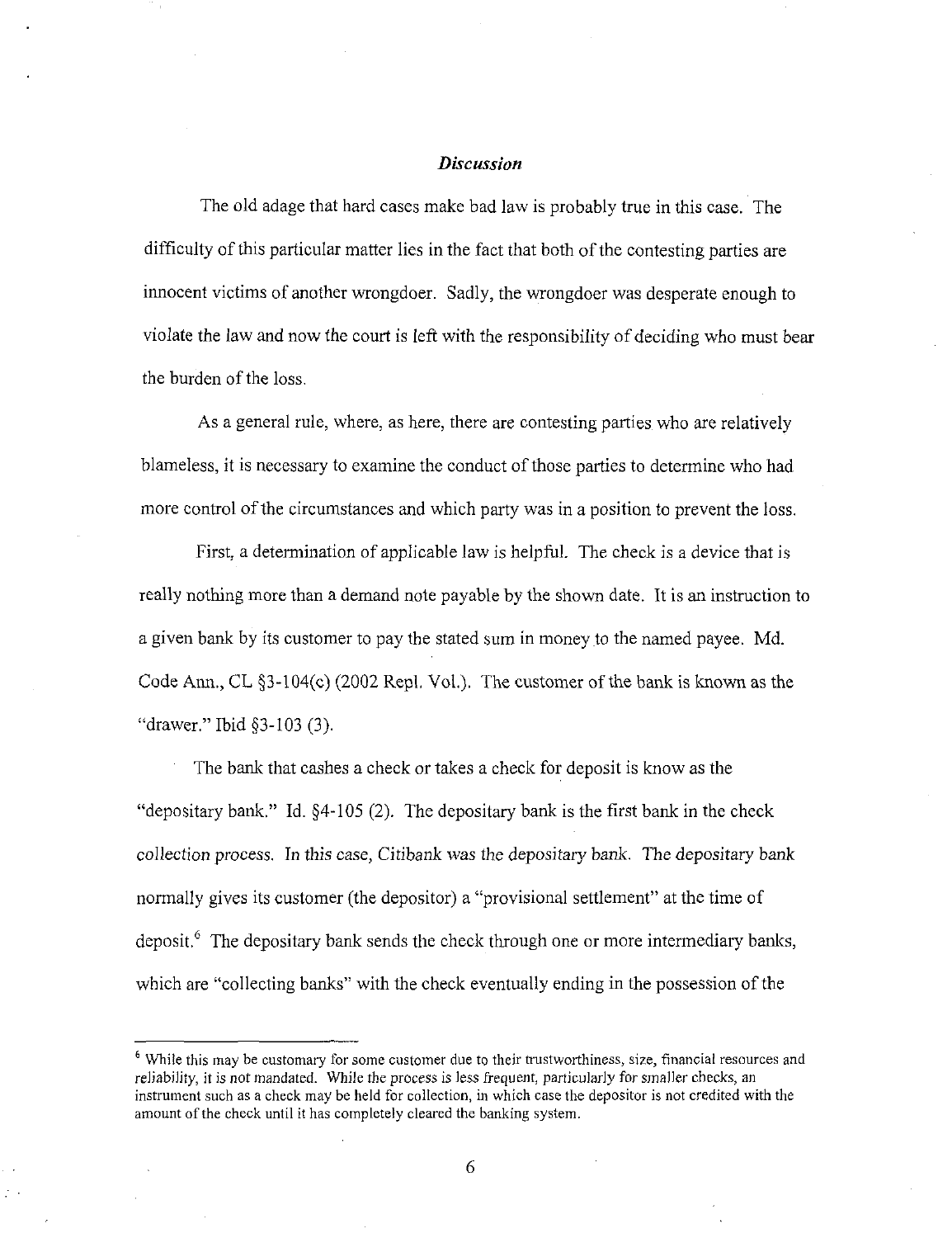## *Discussion*

The old adage that hard cases make bad law is probably true in this case. The difficulty of this particular matter lies in the fact that both of the contesting parties are innocent victims of another wrongdoer. Sadly, the wrongdoer was desperate enough to violate the law and now the court is left with the responsibility of deciding who must bear the burden of the loss.

As a general rule, where, as here, there are contesting parties who are relatively blameless, it is necessary to examine the conduct of those parties to determine who had more control of the circumstances and which party was in a position to prevent the loss.

First, a determination of applicable law is helpful. The check is a device that is really nothing more than a demand note payable by the shown date. It is an instruction to a given bank by its customer to pay the stated sum in money to the named payee. Md. Code Ann., CL §3-104(c) (2002 Repl. Vol.). The customer of the bank is known as the "drawer." Ibid §3-103 (3).

The bank that cashes a check or takes a check for deposit is know as the "depositary bank." Id. §4-105 (2). The depositary bank is the first bank in the check collection process. In this case, Citibank was the depositary bank. The depositary bank normally gives its customer (the depositor) a "provisional settlement" at the time of deposit.[6] The depositary bank sends the check through one or more intermediary banks, which are "collecting banks" with the check eventually ending in the possession of the

[6] While this may be customary for some customer due to their trustworthiness, size, financial resources and reliability, it is not mandated. While the process is less frequent, particularly for smaller checks, an instrument such as a check may be held for collection, in which case the depositor is not credited with the amount of the check until it has completely cleared the banking system.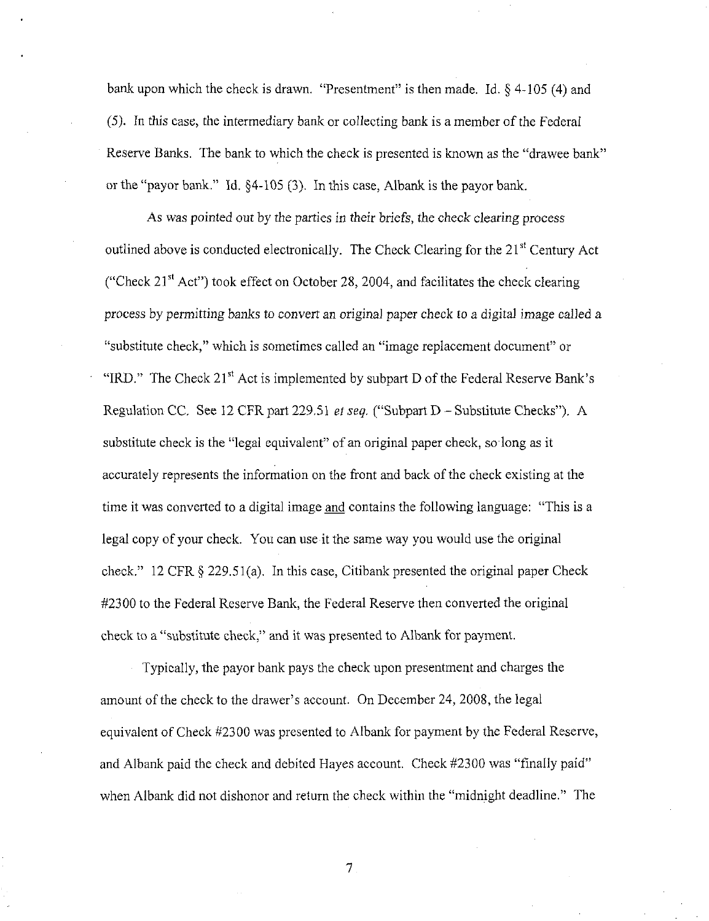bank upon which the check is drawn. "Presentment" is then made. Id. § 4-105 (4) and (5). In this case, the intermediary bank or collecting bank is a member of the Federal Reserve Banks. The bank to which the check is presented is known as the "drawee bank" or the "payor bank." Id. §4-105 (3). In this case, Albank is the payor bank.

As was pointed out by the parties in their briefs, the check clearing process outlined above is conducted electronically. The Check Clearing for the 21st Century Act ("Check 21st Act") took effect on October 28, 2004, and facilitates the check clearing process by permitting banks to convert an original paper check to a digital image called a "substitute check," which is sometimes called an "image replacement document" or "IRD." The Check 21st Act is implemented by subpart D of the Federal Reserve Bank's Regulation CC. See 12 CFR part 229.51 *et seq.* ("Subpart D – Substitute Checks"). A substitute check is the "legal equivalent" of an original paper check, so long as it accurately represents the information on the front and back of the check existing at the time it was converted to a digital image <u>and</u> contains the following language: "This is a legal copy of your check. You can use it the same way you would use the original check." 12 CFR § 229.51(a). In this case, Citibank presented the original paper Check #2300 to the Federal Reserve Bank, the Federal Reserve then converted the original check to a "substitute check," and it was presented to Albank for payment.

Typically, the payor bank pays the check upon presentment and charges the amount of the check to the drawer's account. On December 24, 2008, the legal equivalent of Check #2300 was presented to Albank for payment by the Federal Reserve, and Albank paid the check and debited Hayes account. Check #2300 was "finally paid" when Albank did not dishonor and return the check within the "midnight deadline." The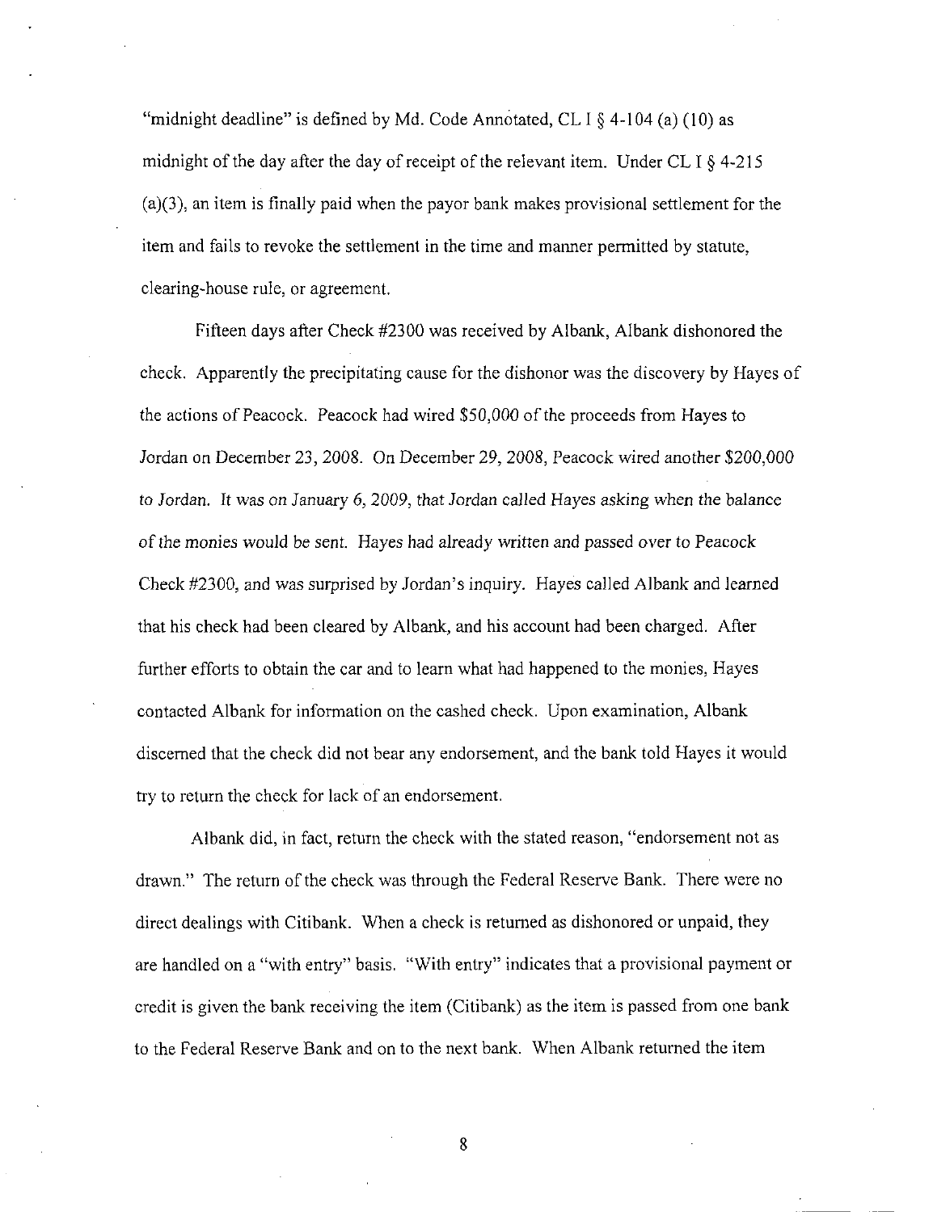"midnight deadline" is defined by Md. Code Annotated, CL I § 4-104 (a) (10) as midnight of the day after the day of receipt of the relevant item. Under CL I § 4-215 (a)(3), an item is finally paid when the payor bank makes provisional settlement for the item and fails to revoke the settlement in the time and manner permitted by statute, clearing-house rule, or agreement.

Fifteen days after Check #2300 was received by Albank, Albank dishonored the check. Apparently the precipitating cause for the dishonor was the discovery by Hayes of the actions of Peacock. Peacock had wired $50,000 of the proceeds from Hayes to Jordan on December 23, 2008. On December 29, 2008, Peacock wired another $200,000 to Jordan. It was on January 6, 2009, that Jordan called Hayes asking when the balance of the monies would be sent. Hayes had already written and passed over to Peacock Check #2300, and was surprised by Jordan's inquiry. Hayes called Albank and learned that his check had been cleared by Albank, and his account had been charged. After further efforts to obtain the car and to learn what had happened to the monies, Hayes contacted Albank for information on the cashed check. Upon examination, Albank discerned that the check did not bear any endorsement, and the bank told Hayes it would try to return the check for lack of an endorsement.

Albank did, in fact, return the check with the stated reason, "endorsement not as drawn." The return of the check was through the Federal Reserve Bank. There were no direct dealings with Citibank. When a check is returned as dishonored or unpaid, they are handled on a "with entry" basis. "With entry" indicates that a provisional payment or credit is given the bank receiving the item (Citibank) as the item is passed from one bank to the Federal Reserve Bank and on to the next bank. When Albank returned the item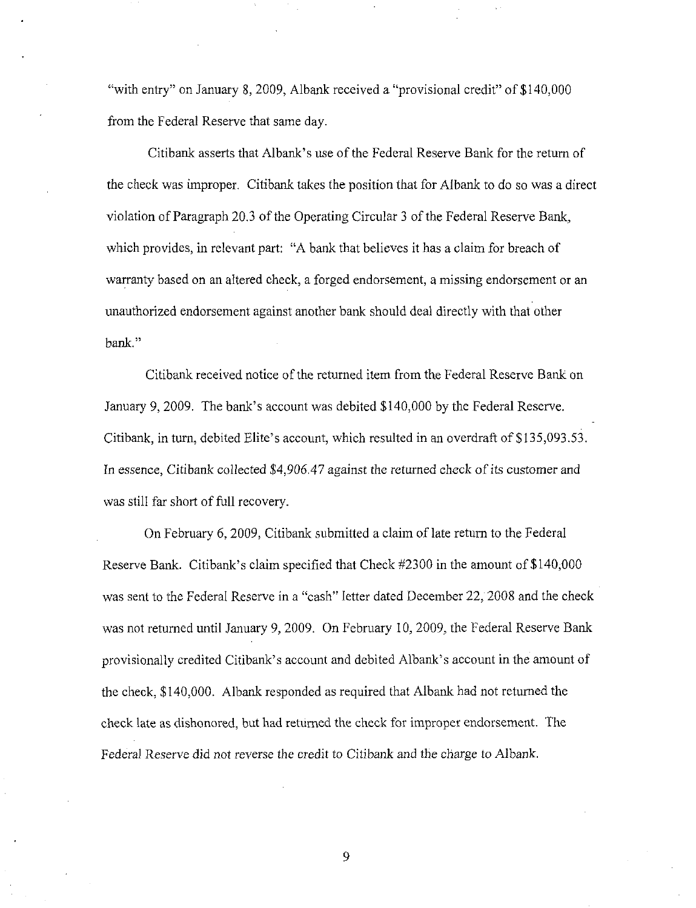"with entry" on January 8, 2009, Albank received a "provisional credit" of $140,000 from the Federal Reserve that same day.

Citibank asserts that Albank's use of the Federal Reserve Bank for the return of the check was improper. Citibank takes the position that for Albank to do so was a direct violation of Paragraph 20.3 of the Operating Circular 3 of the Federal Reserve Bank, which provides, in relevant part: "A bank that believes it has a claim for breach of warranty based on an altered check, a forged endorsement, a missing endorsement or an unauthorized endorsement against another bank should deal directly with that other bank."

Citibank received notice of the returned item from the Federal Reserve Bank on January 9, 2009. The bank's account was debited $140,000 by the Federal Reserve. Citibank, in turn, debited Elite's account, which resulted in an overdraft of $135,093.53. In essence, Citibank collected $4,906.47 against the returned check of its customer and was still far short of full recovery.

On February 6, 2009, Citibank submitted a claim of late return to the Federal Reserve Bank. Citibank's claim specified that Check #2300 in the amount of $140,000 was sent to the Federal Reserve in a "cash" letter dated December 22, 2008 and the check was not returned until January 9, 2009. On February 10, 2009, the Federal Reserve Bank provisionally credited Citibank's account and debited Albank's account in the amount of the check, $140,000. Albank responded as required that Albank had not returned the check late as dishonored, but had returned the check for improper endorsement. The Federal Reserve did not reverse the credit to Citibank and the charge to Albank.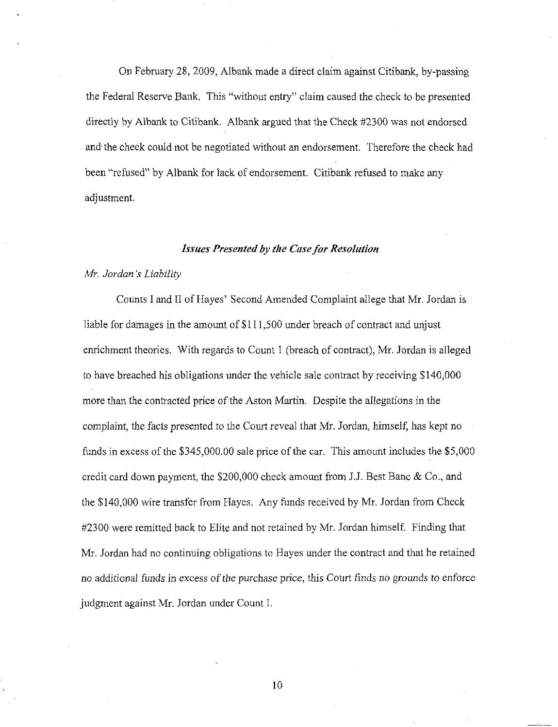On February 28, 2009, Albank made a direct claim against Citibank, by-passing the Federal Reserve Bank. This "without entry" claim caused the check to be presented directly by Albank to Citibank. Albank argued that the Check #2300 was not endorsed and the check could not be negotiated without an endorsement. Therefore the check had been "refused" by Albank for lack of endorsement. Citibank refused to make any adjustment.

### *Issues Presented by the Case for Resolution*

*Mr. Jordan's Liability*

Counts I and II of Hayes' Second Amended Complaint allege that Mr. Jordan is liable for damages in the amount of $111,500 under breach of contract and unjust enrichment theories. With regards to Count 1 (breach of contract), Mr. Jordan is alleged to have breached his obligations under the vehicle sale contract by receiving $140,000 more than the contracted price of the Aston Martin. Despite the allegations in the complaint, the facts presented to the Court reveal that Mr. Jordan, himself, has kept no funds in excess of the $345,000.00 sale price of the car. This amount includes the $5,000 credit card down payment, the $200,000 check amount from J.J. Best Banc & Co., and the $140,000 wire transfer from Hayes. Any funds received by Mr. Jordan from Check #2300 were remitted back to Elite and not retained by Mr. Jordan himself. Finding that Mr. Jordan had no continuing obligations to Hayes under the contract and that he retained no additional funds in excess of the purchase price, this Court finds no grounds to enforce judgment against Mr. Jordan under Count I.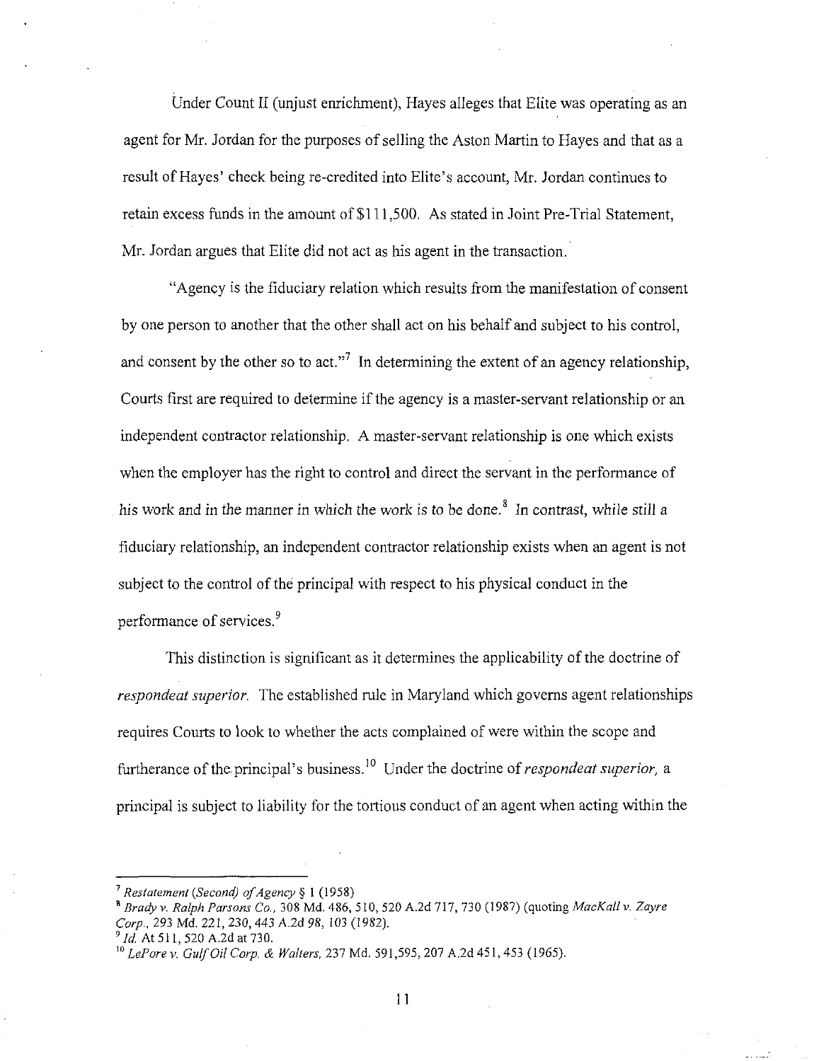Under Count II (unjust enrichment), Hayes alleges that Elite was operating as an agent for Mr. Jordan for the purposes of selling the Aston Martin to Hayes and that as a result of Hayes' check being re-credited into Elite's account, Mr. Jordan continues to retain excess funds in the amount of $111,500. As stated in Joint Pre-Trial Statement, Mr. Jordan argues that Elite did not act as his agent in the transaction.

"Agency is the fiduciary relation which results from the manifestation of consent by one person to another that the other shall act on his behalf and subject to his control, and consent by the other so to act."[7] In determining the extent of an agency relationship, Courts first are required to determine if the agency is a master-servant relationship or an independent contractor relationship. A master-servant relationship is one which exists when the employer has the right to control and direct the servant in the performance of his work and in the manner in which the work is to be done.[8] In contrast, while still a fiduciary relationship, an independent contractor relationship exists when an agent is not subject to the control of the principal with respect to his physical conduct in the performance of services.[9]

This distinction is significant as it determines the applicability of the doctrine of *respondeat superior*. The established rule in Maryland which governs agent relationships requires Courts to look to whether the acts complained of were within the scope and furtherance of the principal's business.[10] Under the doctrine of *respondeat superior*, a principal is subject to liability for the tortious conduct of an agent when acting within the

---

[7] *Restatement (Second) of Agency* § 1 (1958)

[8] *Brady v. Ralph Parsons Co.*, 308 Md. 486, 510, 520 A.2d 717, 730 (1987) (quoting *MacKall v. Zayre Corp.*, 293 Md. 221, 230, 443 A.2d 98, 103 (1982).

[9] *Id.* At 511, 520 A.2d at 730.

[10] *LePore v. Gulf Oil Corp. & Walters*, 237 Md. 591,595, 207 A.2d 451, 453 (1965).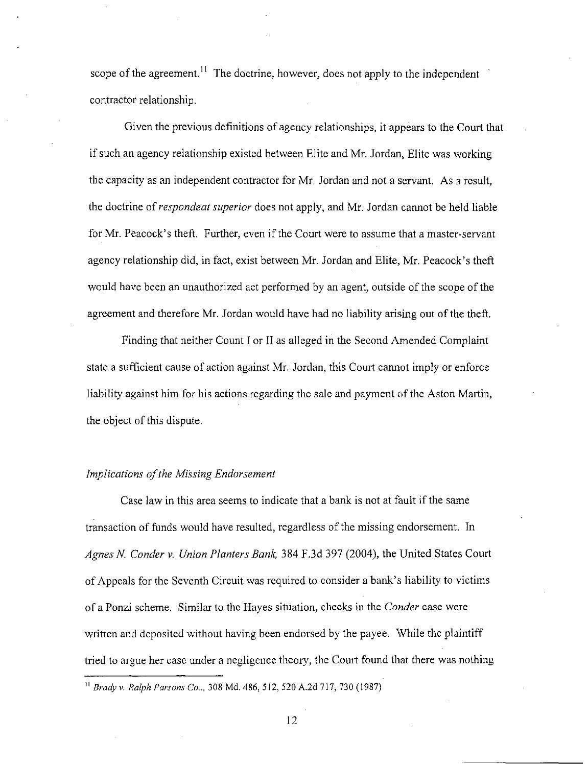scope of the agreement.[11] The doctrine, however, does not apply to the independent contractor relationship.

Given the previous definitions of agency relationships, it appears to the Court that if such an agency relationship existed between Elite and Mr. Jordan, Elite was working the capacity as an independent contractor for Mr. Jordan and not a servant. As a result, the doctrine of *respondeat superior* does not apply, and Mr. Jordan cannot be held liable for Mr. Peacock's theft. Further, even if the Court were to assume that a master-servant agency relationship did, in fact, exist between Mr. Jordan and Elite, Mr. Peacock's theft would have been an unauthorized act performed by an agent, outside of the scope of the agreement and therefore Mr. Jordan would have had no liability arising out of the theft.

Finding that neither Count I or II as alleged in the Second Amended Complaint state a sufficient cause of action against Mr. Jordan, this Court cannot imply or enforce liability against him for his actions regarding the sale and payment of the Aston Martin, the object of this dispute.

*Implications of the Missing Endorsement*

Case law in this area seems to indicate that a bank is not at fault if the same transaction of funds would have resulted, regardless of the missing endorsement. In *Agnes N. Conder v. Union Planters Bank*, 384 F.3d 397 (2004), the United States Court of Appeals for the Seventh Circuit was required to consider a bank's liability to victims of a Ponzi scheme. Similar to the Hayes situation, checks in the *Conder* case were written and deposited without having been endorsed by the payee. While the plaintiff tried to argue her case under a negligence theory, the Court found that there was nothing

[11] *Brady v. Ralph Parsons Co.*, 308 Md. 486, 512, 520 A.2d 717, 730 (1987)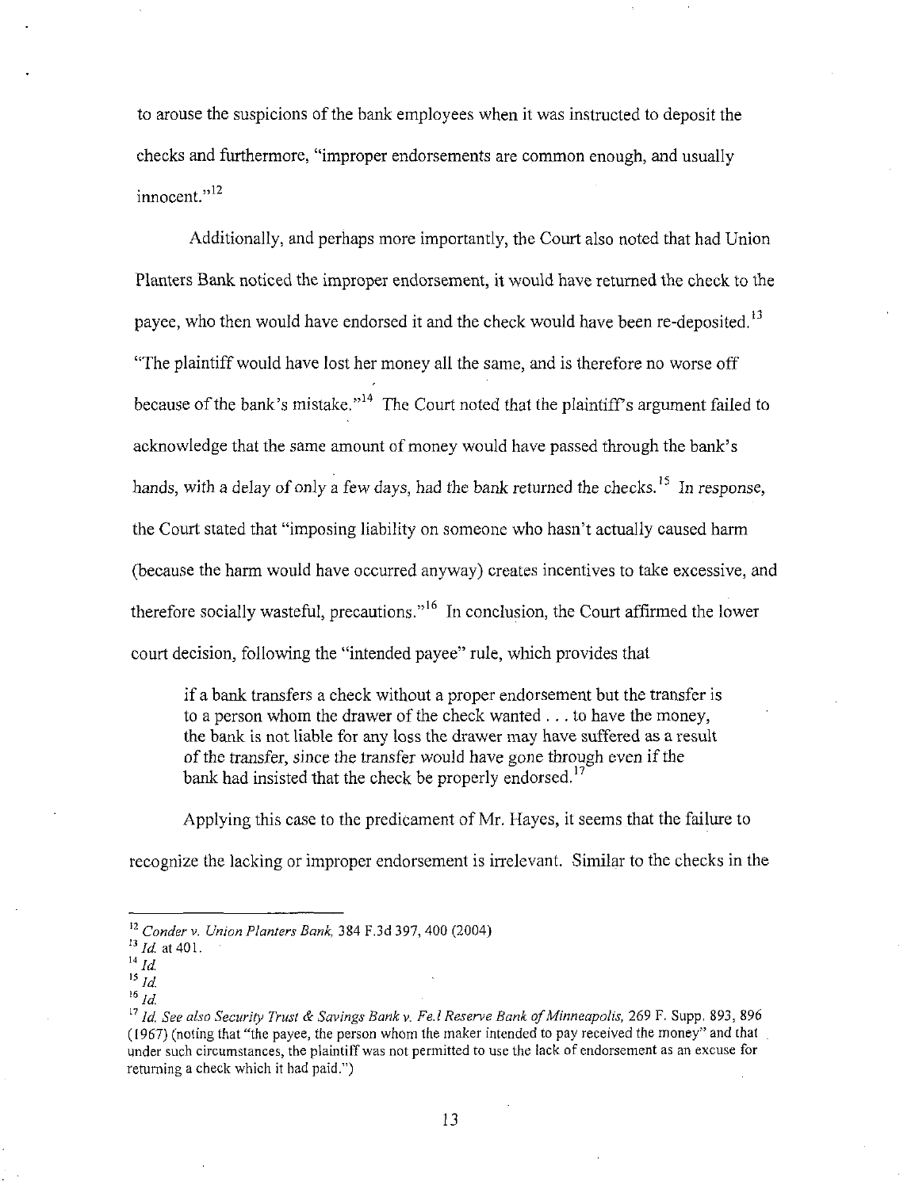to arouse the suspicions of the bank employees when it was instructed to deposit the checks and furthermore, "improper endorsements are common enough, and usually innocent."[12]

Additionally, and perhaps more importantly, the Court also noted that had Union Planters Bank noticed the improper endorsement, it would have returned the check to the payee, who then would have endorsed it and the check would have been re-deposited.[13] "The plaintiff would have lost her money all the same, and is therefore no worse off because of the bank's mistake."[14] The Court noted that the plaintiff's argument failed to acknowledge that the same amount of money would have passed through the bank's hands, with a delay of only a few days, had the bank returned the checks.[15] In response, the Court stated that "imposing liability on someone who hasn't actually caused harm (because the harm would have occurred anyway) creates incentives to take excessive, and therefore socially wasteful, precautions."[16] In conclusion, the Court affirmed the lower court decision, following the "intended payee" rule, which provides that

> if a bank transfers a check without a proper endorsement but the transfer is to a person whom the drawer of the check wanted . . . to have the money, the bank is not liable for any loss the drawer may have suffered as a result of the transfer, since the transfer would have gone through even if the bank had insisted that the check be properly endorsed.[17]

Applying this case to the predicament of Mr. Hayes, it seems that the failure to recognize the lacking or improper endorsement is irrelevant. Similar to the checks in the

---

[12] *Conder v. Union Planters Bank*, 384 F.3d 397, 400 (2004)

[13] *Id.* at 401.

[14] *Id.*

[15] *Id.*

[16] *Id.*

[17] *Id. See also Security Trust & Savings Bank v. Fe.l Reserve Bank of Minneapolis*, 269 F. Supp. 893, 896 (1967) (noting that "the payee, the person whom the maker intended to pay received the money" and that under such circumstances, the plaintiff was not permitted to use the lack of endorsement as an excuse for returning a check which it had paid.")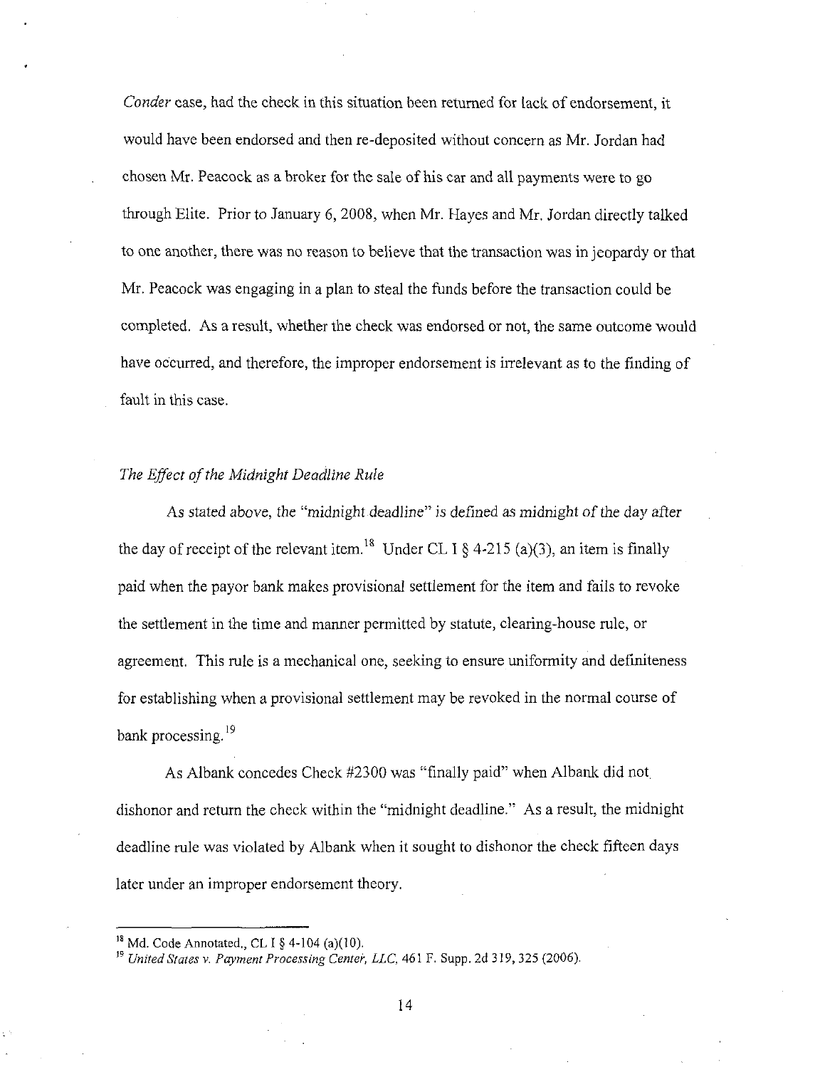*Conder* case, had the check in this situation been returned for lack of endorsement, it would have been endorsed and then re-deposited without concern as Mr. Jordan had chosen Mr. Peacock as a broker for the sale of his car and all payments were to go through Elite. Prior to January 6, 2008, when Mr. Hayes and Mr. Jordan directly talked to one another, there was no reason to believe that the transaction was in jeopardy or that Mr. Peacock was engaging in a plan to steal the funds before the transaction could be completed. As a result, whether the check was endorsed or not, the same outcome would have occurred, and therefore, the improper endorsement is irrelevant as to the finding of fault in this case.

*The Effect of the Midnight Deadline Rule*

As stated above, the "midnight deadline" is defined as midnight of the day after the day of receipt of the relevant item.[18] Under CL I § 4-215 (a)(3), an item is finally paid when the payor bank makes provisional settlement for the item and fails to revoke the settlement in the time and manner permitted by statute, clearing-house rule, or agreement. This rule is a mechanical one, seeking to ensure uniformity and definiteness for establishing when a provisional settlement may be revoked in the normal course of bank processing.[19]

As Albank concedes Check #2300 was "finally paid" when Albank did not dishonor and return the check within the "midnight deadline." As a result, the midnight deadline rule was violated by Albank when it sought to dishonor the check fifteen days later under an improper endorsement theory.

---

[18] Md. Code Annotated., CL I § 4-104 (a)(10).

[19] *United States v. Payment Processing Center, LLC*, 461 F. Supp. 2d 319, 325 (2006).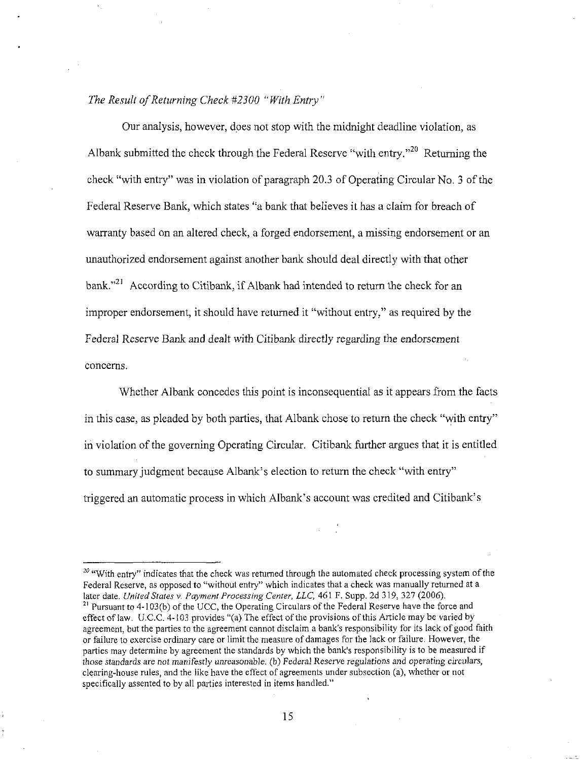*The Result of Returning Check #2300 "With Entry"*

Our analysis, however, does not stop with the midnight deadline violation, as Albank submitted the check through the Federal Reserve "with entry."[20] Returning the check "with entry" was in violation of paragraph 20.3 of Operating Circular No. 3 of the Federal Reserve Bank, which states "a bank that believes it has a claim for breach of warranty based on an altered check, a forged endorsement, a missing endorsement or an unauthorized endorsement against another bank should deal directly with that other bank."[21] According to Citibank, if Albank had intended to return the check for an improper endorsement, it should have returned it "without entry," as required by the Federal Reserve Bank and dealt with Citibank directly regarding the endorsement concerns.

Whether Albank concedes this point is inconsequential as it appears from the facts in this case, as pleaded by both parties, that Albank chose to return the check "with entry" in violation of the governing Operating Circular. Citibank further argues that it is entitled to summary judgment because Albank's election to return the check "with entry" triggered an automatic process in which Albank's account was credited and Citibank's

---

[20] "With entry" indicates that the check was returned through the automated check processing system of the Federal Reserve, as opposed to "without entry" which indicates that a check was manually returned at a later date. *United States v. Payment Processing Center, LLC*, 461 F. Supp. 2d 319, 327 (2006).

[21] Pursuant to 4-103(b) of the UCC, the Operating Circulars of the Federal Reserve have the force and effect of law. U.C.C. 4-103 provides "(a) The effect of the provisions of this Article may be varied by agreement, but the parties to the agreement cannot disclaim a bank's responsibility for its lack of good faith or failure to exercise ordinary care or limit the measure of damages for the lack or failure. However, the parties may determine by agreement the standards by which the bank's responsibility is to be measured if those standards are not manifestly unreasonable. (b) Federal Reserve regulations and operating circulars, clearing-house rules, and the like have the effect of agreements under subsection (a), whether or not specifically assented to by all parties interested in items handled."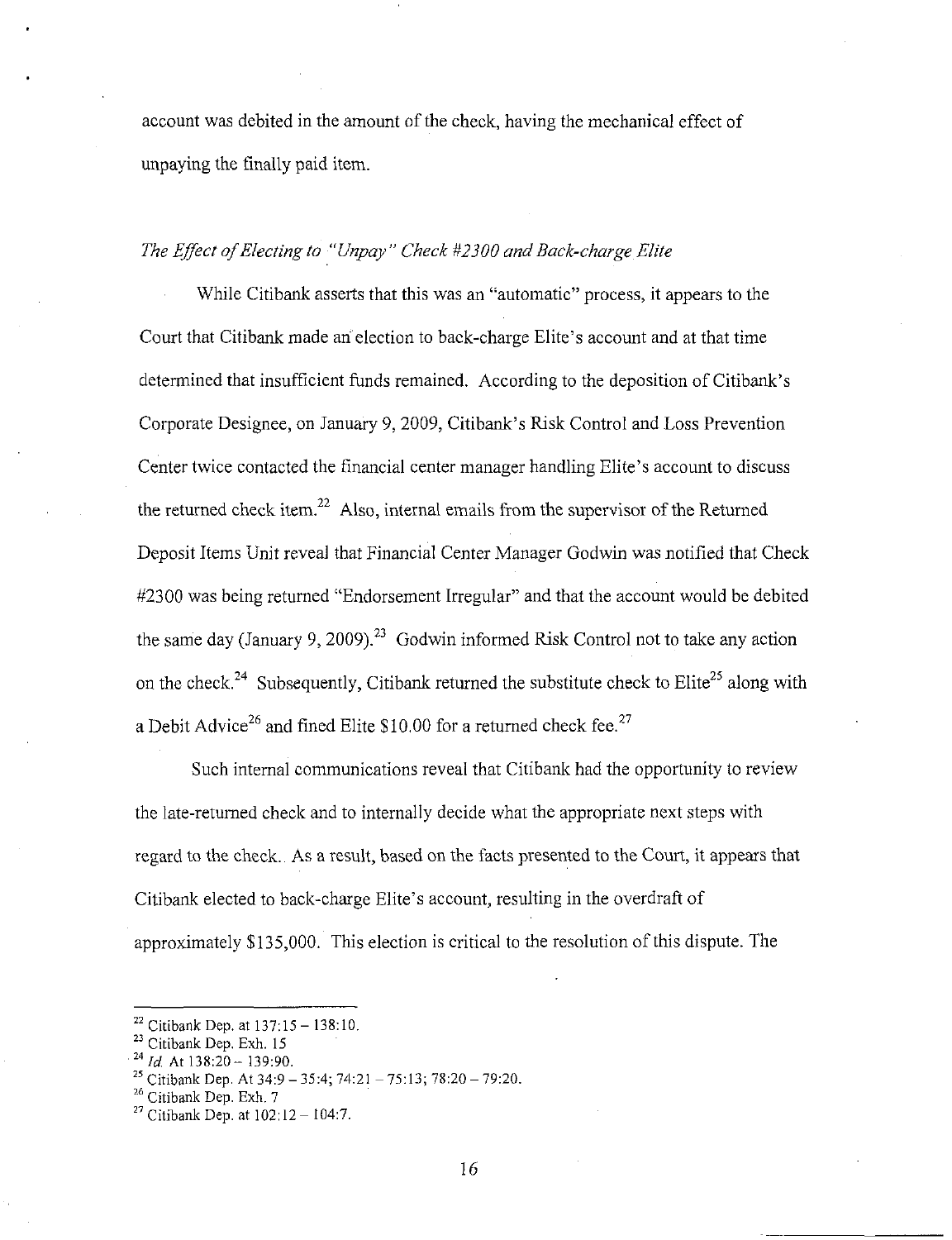account was debited in the amount of the check, having the mechanical effect of unpaying the finally paid item.

*The Effect of Electing to "Unpay" Check #2300 and Back-charge Elite*

While Citibank asserts that this was an "automatic" process, it appears to the Court that Citibank made an election to back-charge Elite's account and at that time determined that insufficient funds remained. According to the deposition of Citibank's Corporate Designee, on January 9, 2009, Citibank's Risk Control and Loss Prevention Center twice contacted the financial center manager handling Elite's account to discuss the returned check item.[22] Also, internal emails from the supervisor of the Returned Deposit Items Unit reveal that Financial Center Manager Godwin was notified that Check #2300 was being returned "Endorsement Irregular" and that the account would be debited the same day (January 9, 2009).[23] Godwin informed Risk Control not to take any action on the check.[24] Subsequently, Citibank returned the substitute check to Elite[25] along with a Debit Advice[26] and fined Elite $10.00 for a returned check fee.[27]

Such internal communications reveal that Citibank had the opportunity to review the late-returned check and to internally decide what the appropriate next steps with regard to the check. As a result, based on the facts presented to the Court, it appears that Citibank elected to back-charge Elite's account, resulting in the overdraft of approximately $135,000. This election is critical to the resolution of this dispute. The

---

[22] Citibank Dep. at 137:15 – 138:10.

[23] Citibank Dep. Exh. 15

[24] *Id.* At 138:20 – 139:90.

[25] Citibank Dep. At 34:9 – 35:4; 74:21 – 75:13; 78:20 – 79:20.

[26] Citibank Dep. Exh. 7

[27] Citibank Dep. at 102:12 – 104:7.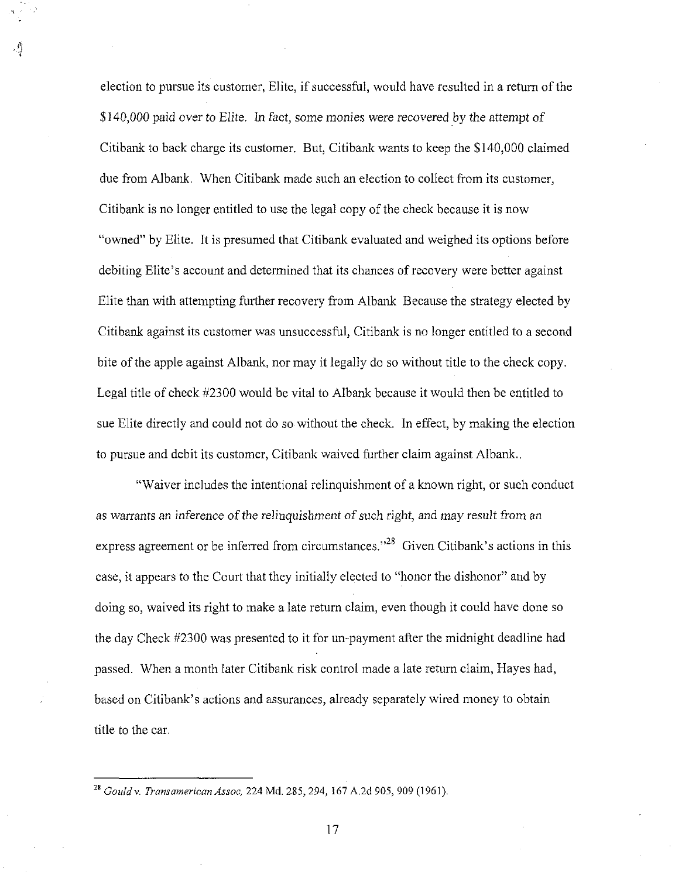election to pursue its customer, Elite, if successful, would have resulted in a return of the $140,000 paid over to Elite. In fact, some monies were recovered by the attempt of Citibank to back charge its customer. But, Citibank wants to keep the $140,000 claimed due from Albank. When Citibank made such an election to collect from its customer, Citibank is no longer entitled to use the legal copy of the check because it is now "owned" by Elite. It is presumed that Citibank evaluated and weighed its options before debiting Elite's account and determined that its chances of recovery were better against Elite than with attempting further recovery from Albank Because the strategy elected by Citibank against its customer was unsuccessful, Citibank is no longer entitled to a second bite of the apple against Albank, nor may it legally do so without title to the check copy. Legal title of check #2300 would be vital to Albank because it would then be entitled to sue Elite directly and could not do so without the check. In effect, by making the election to pursue and debit its customer, Citibank waived further claim against Albank..

"Waiver includes the intentional relinquishment of a known right, or such conduct as warrants an inference of the relinquishment of such right, and may result from an express agreement or be inferred from circumstances."[28] Given Citibank's actions in this case, it appears to the Court that they initially elected to "honor the dishonor" and by doing so, waived its right to make a late return claim, even though it could have done so the day Check #2300 was presented to it for un-payment after the midnight deadline had passed. When a month later Citibank risk control made a late return claim, Hayes had, based on Citibank's actions and assurances, already separately wired money to obtain title to the car.

---

[28] *Gould v. Transamerican Assoc,* 224 Md. 285, 294, 167 A.2d 905, 909 (1961).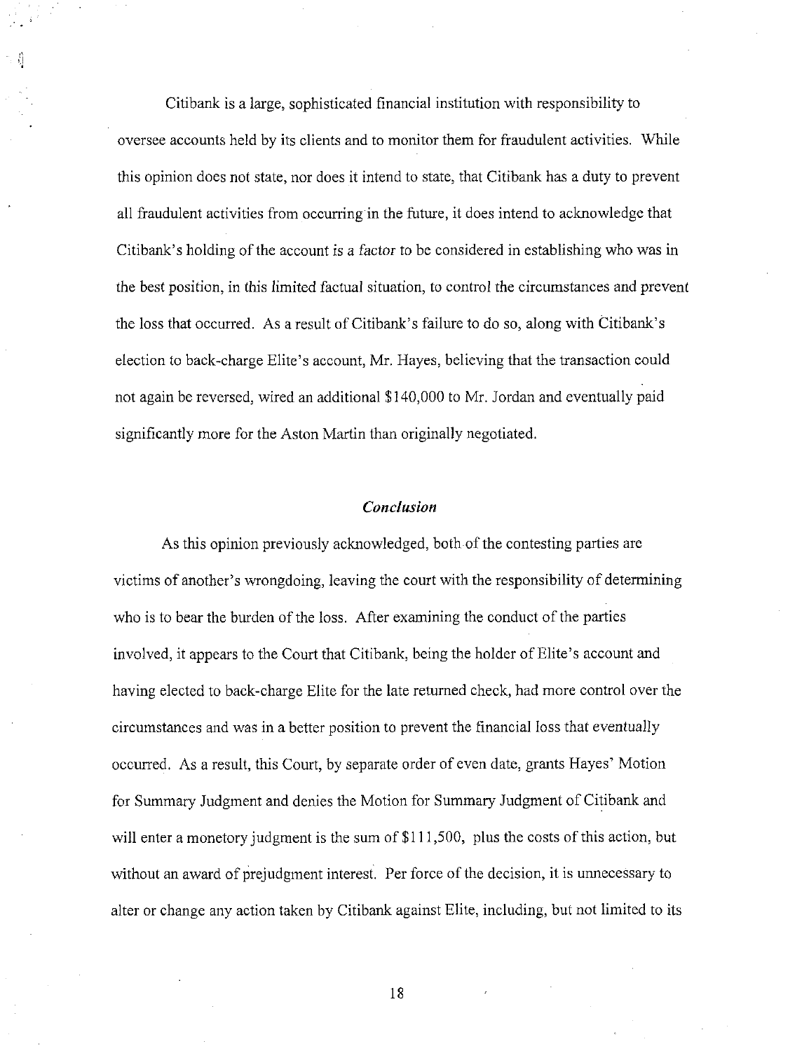Citibank is a large, sophisticated financial institution with responsibility to oversee accounts held by its clients and to monitor them for fraudulent activities. While this opinion does not state, nor does it intend to state, that Citibank has a duty to prevent all fraudulent activities from occurring in the future, it does intend to acknowledge that Citibank's holding of the account *is a factor* to be considered in establishing who was in the best position, in this limited factual situation, to control the circumstances and prevent the loss that occurred. As a result of Citibank's failure to do so, along with Citibank's election to back-charge Elite's account, Mr. Hayes, believing that the transaction could not again be reversed, wired an additional $140,000 to Mr. Jordan and eventually paid significantly more for the Aston Martin than originally negotiated.

### *Conclusion*

As this opinion previously acknowledged, both of the contesting parties are victims of another's wrongdoing, leaving the court with the responsibility of determining who is to bear the burden of the loss. After examining the conduct of the parties involved, it appears to the Court that Citibank, being the holder of Elite's account and having elected to back-charge Elite for the late returned check, had more control over the circumstances and was in a better position to prevent the financial loss that eventually occurred. As a result, this Court, by separate order of even date, grants Hayes' Motion for Summary Judgment and denies the Motion for Summary Judgment of Citibank and will enter a monetory judgment is the sum of $111,500, plus the costs of this action, but without an award of prejudgment interest. Per force of the decision, it is unnecessary to alter or change any action taken by Citibank against Elite, including, but not limited to its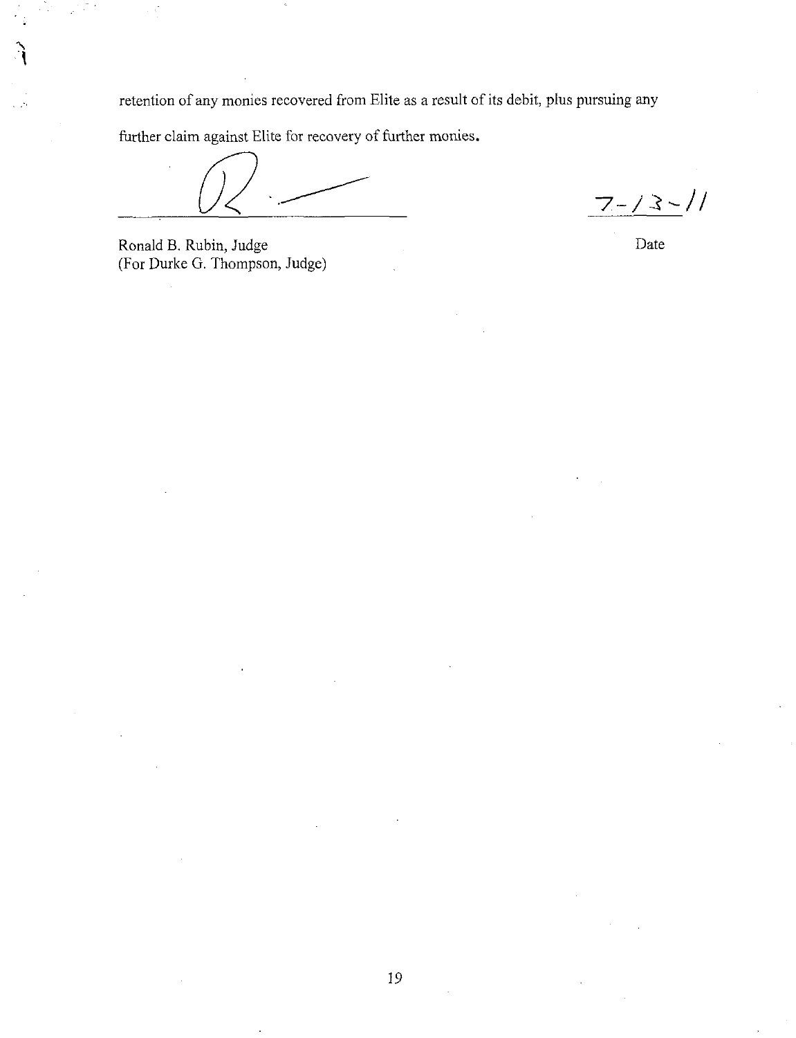retention of any monies recovered from Elite as a result of its debit, plus pursuing any further claim against Elite for recovery of further monies.

Ronald B. Rubin, Judge
(For Durke G. Thompson, Judge)

7-13-11

Date